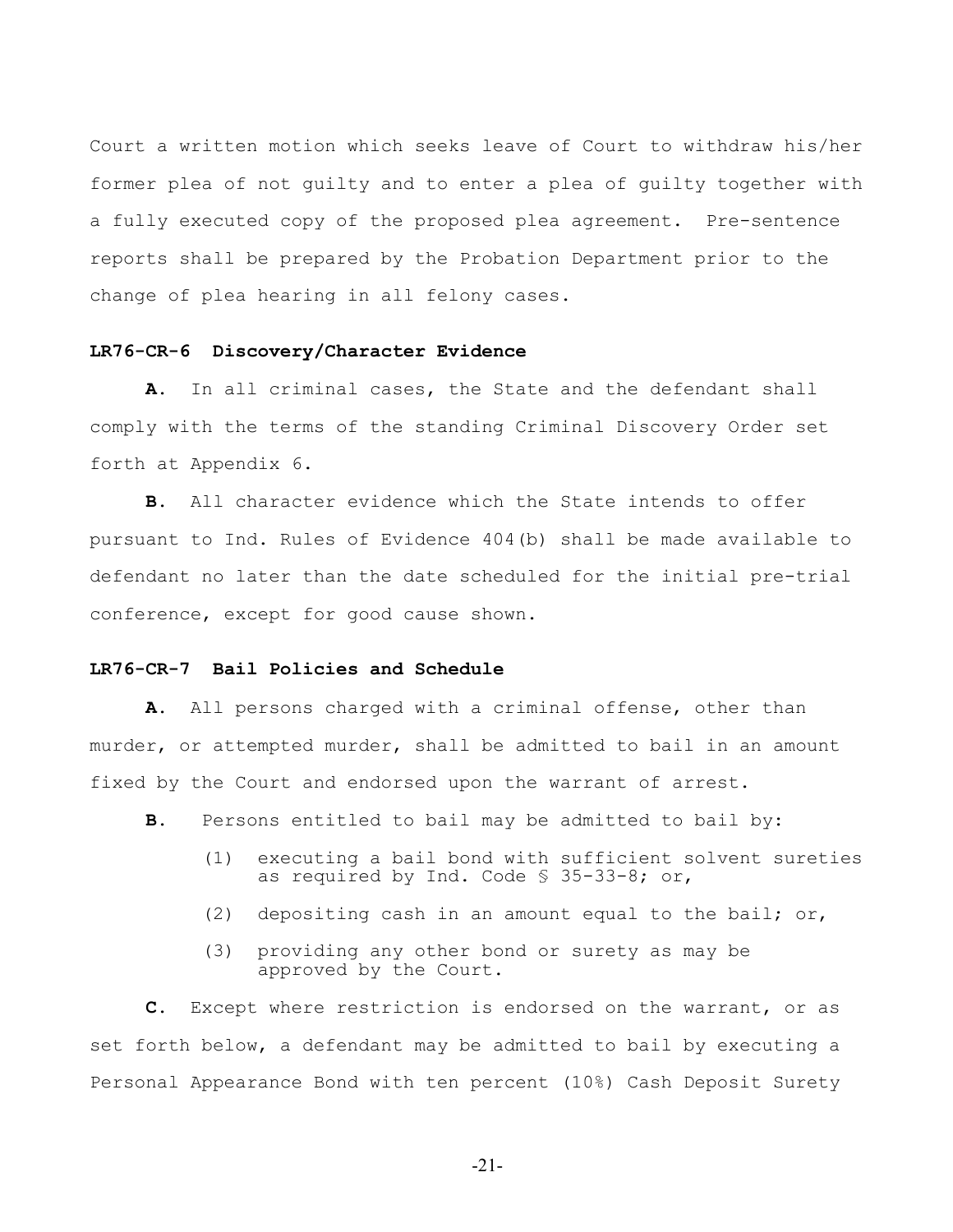Court a written motion which seeks leave of Court to withdraw his/her former plea of not guilty and to enter a plea of guilty together with a fully executed copy of the proposed plea agreement. Pre-sentence reports shall be prepared by the Probation Department prior to the change of plea hearing in all felony cases.

**LR76-CR-6 Discovery/Character Evidence**

**A**. In all criminal cases, the State and the defendant shall comply with the terms of the standing Criminal Discovery Order set forth at Appendix 6.

**B**. All character evidence which the State intends to offer pursuant to Ind. Rules of Evidence 404(b) shall be made available to defendant no later than the date scheduled for the initial pre-trial conference, except for good cause shown.

**LR76-CR-7 Bail Policies and Schedule**

**A**. All persons charged with a criminal offense, other than murder, or attempted murder, shall be admitted to bail in an amount fixed by the Court and endorsed upon the warrant of arrest.

**B**. Persons entitled to bail may be admitted to bail by:

(1) executing a bail bond with sufficient solvent sureties as required by Ind. Code § 35-33-8; or,

(2) depositing cash in an amount equal to the bail; or,

(3) providing any other bond or surety as may be approved by the Court.

**C**. Except where restriction is endorsed on the warrant, or as set forth below, a defendant may be admitted to bail by executing a Personal Appearance Bond with ten percent (10%) Cash Deposit Surety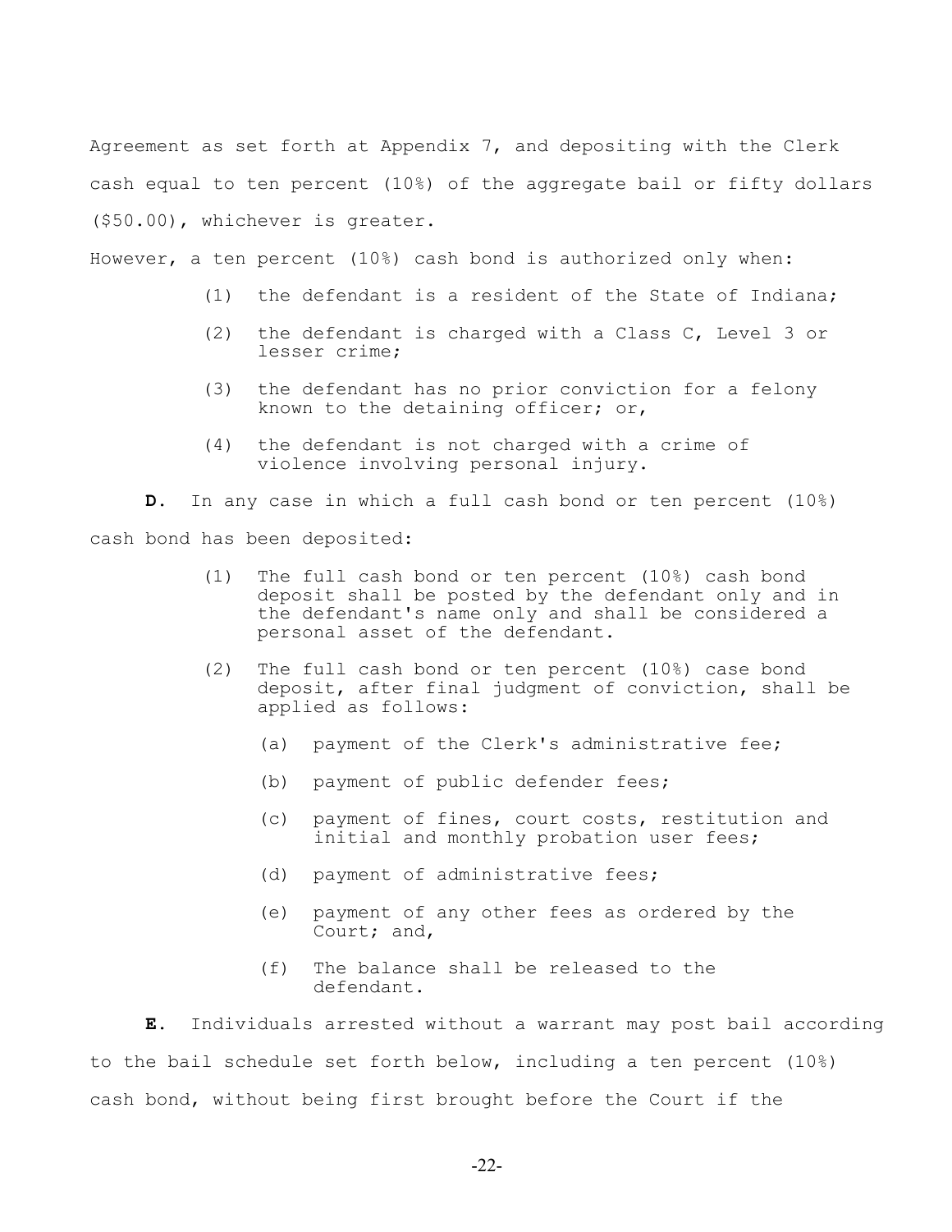Agreement as set forth at Appendix 7, and depositing with the Clerk cash equal to ten percent (10%) of the aggregate bail or fifty dollars ($50.00), whichever is greater.

However, a ten percent (10%) cash bond is authorized only when:

(1) the defendant is a resident of the State of Indiana;

(2) the defendant is charged with a Class C, Level 3 or lesser crime;

(3) the defendant has no prior conviction for a felony known to the detaining officer; or,

(4) the defendant is not charged with a crime of violence involving personal injury.

**D.** In any case in which a full cash bond or ten percent (10%) cash bond has been deposited:

(1) The full cash bond or ten percent (10%) cash bond deposit shall be posted by the defendant only and in the defendant's name only and shall be considered a personal asset of the defendant.

(2) The full cash bond or ten percent (10%) case bond deposit, after final judgment of conviction, shall be applied as follows:

(a) payment of the Clerk's administrative fee;

(b) payment of public defender fees;

(c) payment of fines, court costs, restitution and initial and monthly probation user fees;

(d) payment of administrative fees;

(e) payment of any other fees as ordered by the Court; and,

(f) The balance shall be released to the defendant.

**E.** Individuals arrested without a warrant may post bail according to the bail schedule set forth below, including a ten percent (10%) cash bond, without being first brought before the Court if the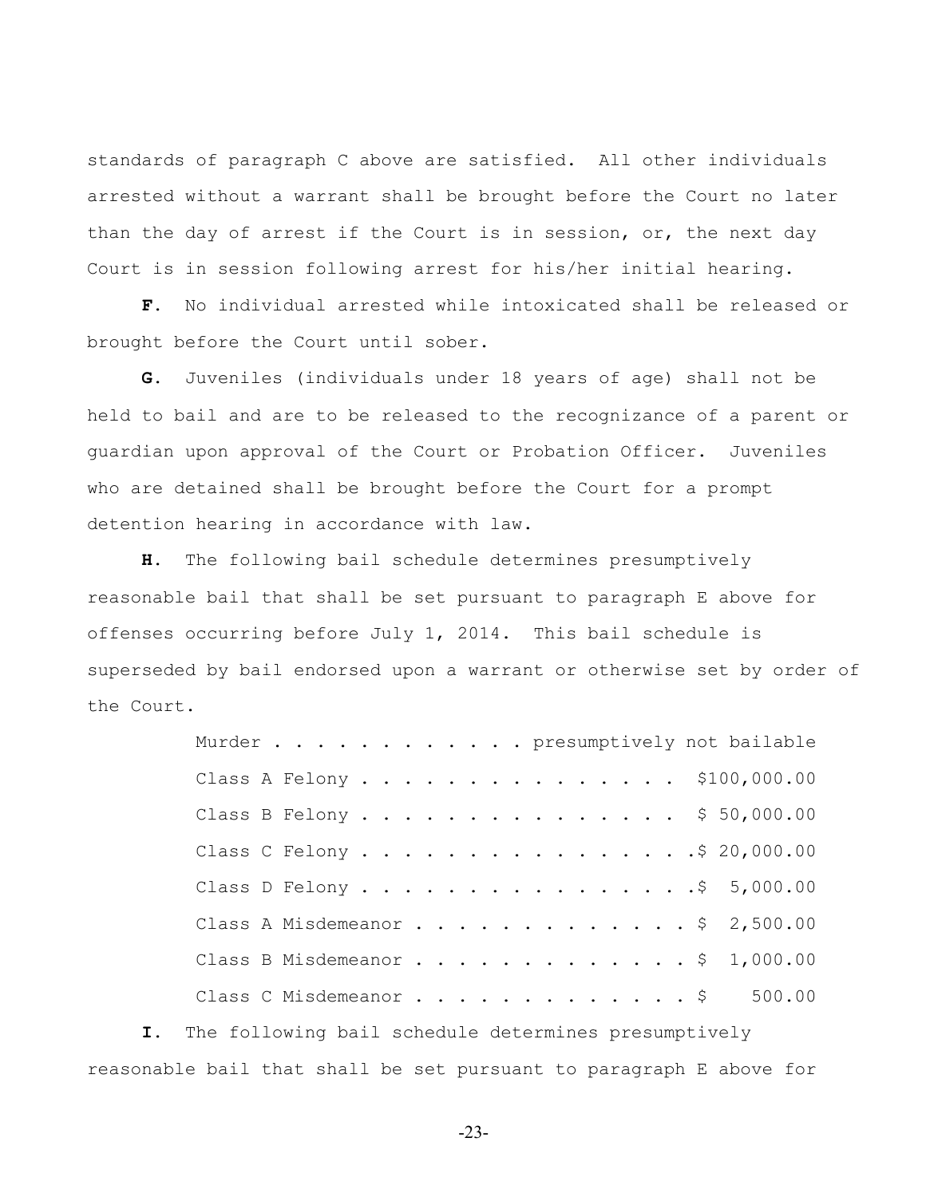standards of paragraph C above are satisfied. All other individuals arrested without a warrant shall be brought before the Court no later than the day of arrest if the Court is in session, or, the next day Court is in session following arrest for his/her initial hearing.

**F.** No individual arrested while intoxicated shall be released or brought before the Court until sober.

**G.** Juveniles (individuals under 18 years of age) shall not be held to bail and are to be released to the recognizance of a parent or guardian upon approval of the Court or Probation Officer. Juveniles who are detained shall be brought before the Court for a prompt detention hearing in accordance with law.

**H.** The following bail schedule determines presumptively reasonable bail that shall be set pursuant to paragraph E above for offenses occurring before July 1, 2014. This bail schedule is superseded by bail endorsed upon a warrant or otherwise set by order of the Court.

| Offense | Bail |
|---|---|
| Murder | presumptively not bailable |
| Class A Felony | $100,000.00 |
| Class B Felony | $ 50,000.00 |
| Class C Felony | $ 20,000.00 |
| Class D Felony | $ 5,000.00 |
| Class A Misdemeanor | $ 2,500.00 |
| Class B Misdemeanor | $ 1,000.00 |
| Class C Misdemeanor | $ 500.00 |

**I.** The following bail schedule determines presumptively reasonable bail that shall be set pursuant to paragraph E above for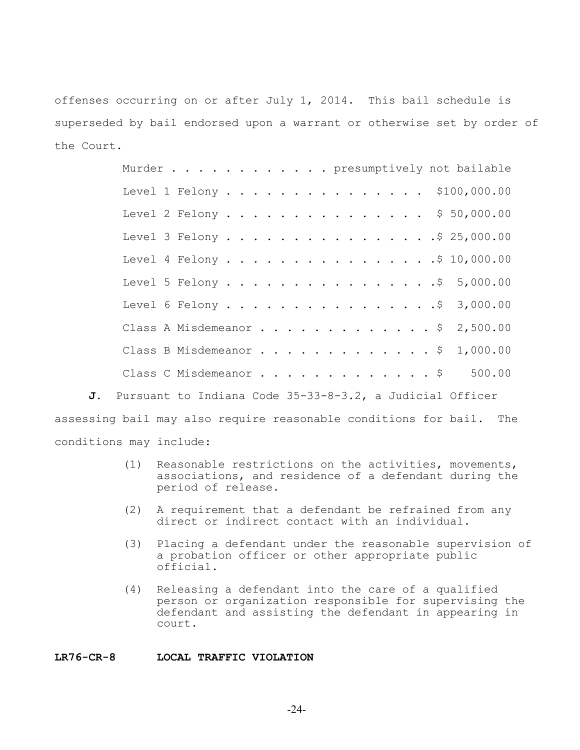offenses occurring on or after July 1, 2014. This bail schedule is superseded by bail endorsed upon a warrant or otherwise set by order of the Court.

| | |
|---|---|
| Murder | presumptively not bailable |
| Level 1 Felony | $100,000.00 |
| Level 2 Felony | $ 50,000.00 |
| Level 3 Felony | $ 25,000.00 |
| Level 4 Felony | $ 10,000.00 |
| Level 5 Felony | $ 5,000.00 |
| Level 6 Felony | $ 3,000.00 |
| Class A Misdemeanor | $ 2,500.00 |
| Class B Misdemeanor | $ 1,000.00 |
| Class C Misdemeanor | $ 500.00 |

**J.** Pursuant to Indiana Code 35-33-8-3.2, a Judicial Officer assessing bail may also require reasonable conditions for bail. The conditions may include:

(1) Reasonable restrictions on the activities, movements, associations, and residence of a defendant during the period of release.

(2) A requirement that a defendant be refrained from any direct or indirect contact with an individual.

(3) Placing a defendant under the reasonable supervision of a probation officer or other appropriate public official.

(4) Releasing a defendant into the care of a qualified person or organization responsible for supervising the defendant and assisting the defendant in appearing in court.

**LR76-CR-8 LOCAL TRAFFIC VIOLATION**